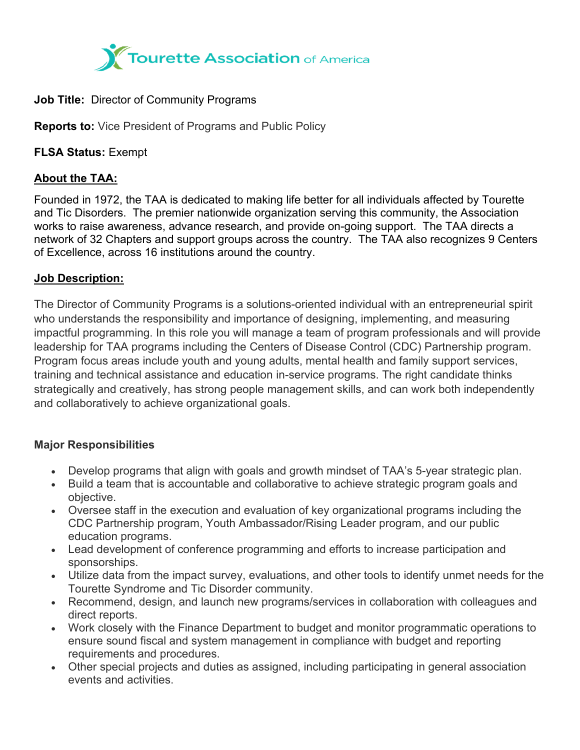Tourette Association of America

**Job Title:** Director of Community Programs

**Reports to:** Vice President of Programs and Public Policy

**FLSA Status:** Exempt

## About the TAA:

Founded in 1972, the TAA is dedicated to making life better for all individuals affected by Tourette and Tic Disorders. The premier nationwide organization serving this community, the Association works to raise awareness, advance research, and provide on-going support. The TAA directs a network of 32 Chapters and support groups across the country. The TAA also recognizes 9 Centers of Excellence, across 16 institutions around the country.

## Job Description:

The Director of Community Programs is a solutions-oriented individual with an entrepreneurial spirit who understands the responsibility and importance of designing, implementing, and measuring impactful programming. In this role you will manage a team of program professionals and will provide leadership for TAA programs including the Centers of Disease Control (CDC) Partnership program. Program focus areas include youth and young adults, mental health and family support services, training and technical assistance and education in-service programs. The right candidate thinks strategically and creatively, has strong people management skills, and can work both independently and collaboratively to achieve organizational goals.

### Major Responsibilities

- Develop programs that align with goals and growth mindset of TAA's 5-year strategic plan.
- Build a team that is accountable and collaborative to achieve strategic program goals and objective.
- Oversee staff in the execution and evaluation of key organizational programs including the CDC Partnership program, Youth Ambassador/Rising Leader program, and our public education programs.
- Lead development of conference programming and efforts to increase participation and sponsorships.
- Utilize data from the impact survey, evaluations, and other tools to identify unmet needs for the Tourette Syndrome and Tic Disorder community.
- Recommend, design, and launch new programs/services in collaboration with colleagues and direct reports.
- Work closely with the Finance Department to budget and monitor programmatic operations to ensure sound fiscal and system management in compliance with budget and reporting requirements and procedures.
- Other special projects and duties as assigned, including participating in general association events and activities.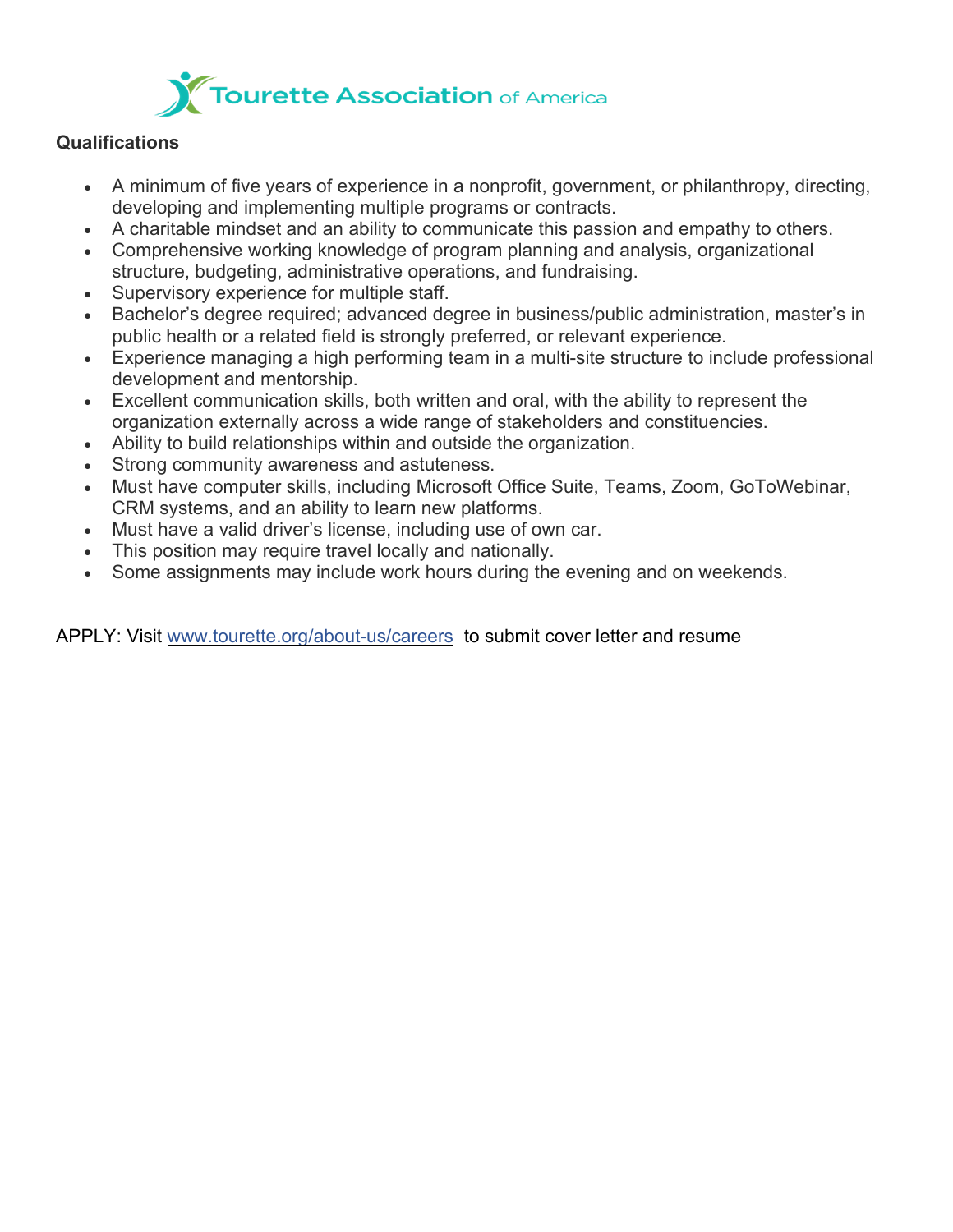**Qualifications**

- A minimum of five years of experience in a nonprofit, government, or philanthropy, directing, developing and implementing multiple programs or contracts.
- A charitable mindset and an ability to communicate this passion and empathy to others.
- Comprehensive working knowledge of program planning and analysis, organizational structure, budgeting, administrative operations, and fundraising.
- Supervisory experience for multiple staff.
- Bachelor's degree required; advanced degree in business/public administration, master's in public health or a related field is strongly preferred, or relevant experience.
- Experience managing a high performing team in a multi-site structure to include professional development and mentorship.
- Excellent communication skills, both written and oral, with the ability to represent the organization externally across a wide range of stakeholders and constituencies.
- Ability to build relationships within and outside the organization.
- Strong community awareness and astuteness.
- Must have computer skills, including Microsoft Office Suite, Teams, Zoom, GoToWebinar, CRM systems, and an ability to learn new platforms.
- Must have a valid driver's license, including use of own car.
- This position may require travel locally and nationally.
- Some assignments may include work hours during the evening and on weekends.

APPLY: Visit www.tourette.org/about-us/careers to submit cover letter and resume